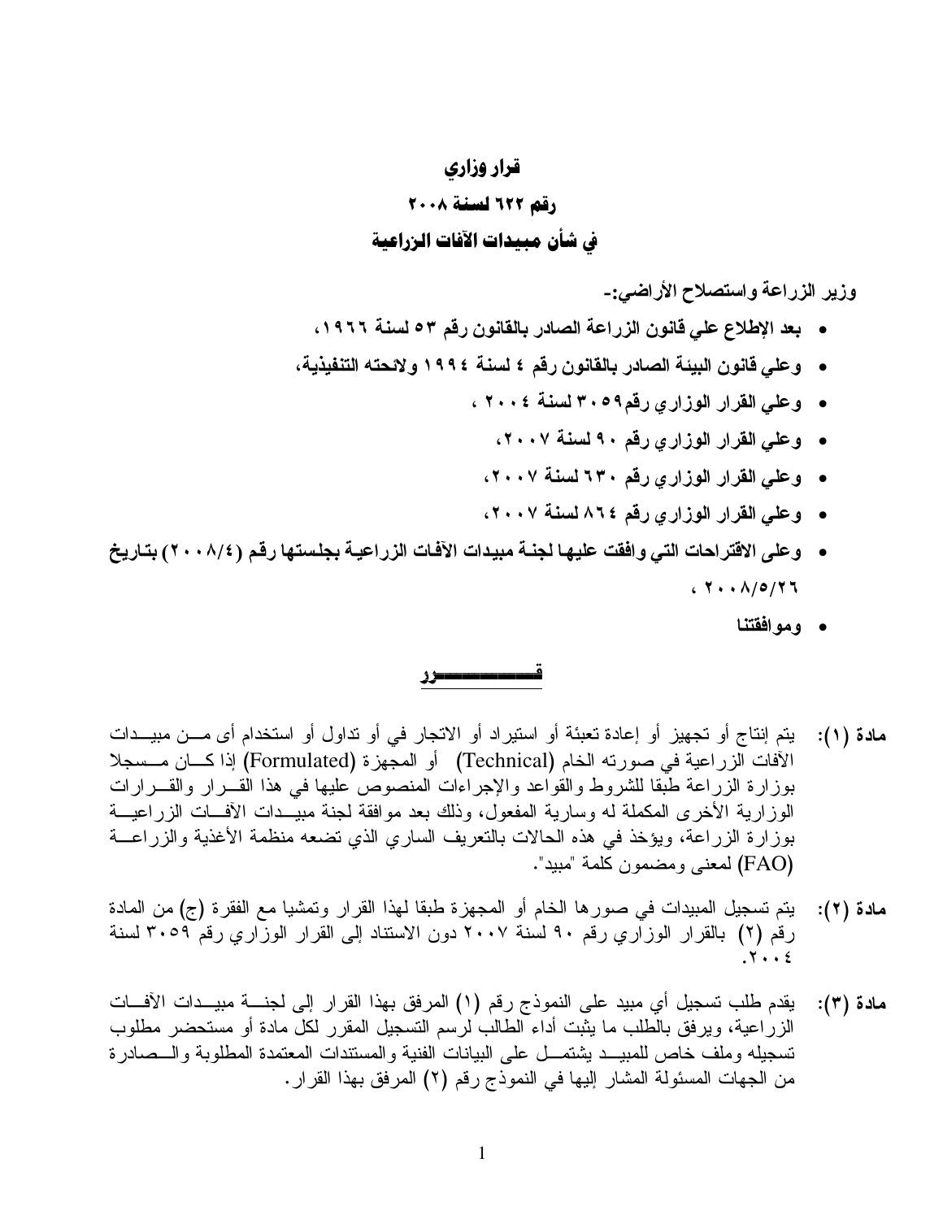# قرار وزاري

## رقم ٦٢٢ لسنة ٢٠٠٨

## في شأن مبيدات الآفات الزراعية

**وزير الزراعة واستصلاح الأراضي:-**

- **بعد الإطلاع علي قانون الزراعة الصادر بالقانون رقم ٥٣ لسنة ١٩٦٦،**
- **وعلي قانون البيئة الصادر بالقانون رقم ٤ لسنة ١٩٩٤ ولائحته التنفيذية،**
- **وعلي القرار الوزاري رقم٣٠٥٩ لسنة ٢٠٠٤ ،**
- **وعلي القرار الوزاري رقم ٩٠ لسنة ٢٠٠٧،**
- **وعلي القرار الوزاري رقم ٦٣٠ لسنة ٢٠٠٧،**
- **وعلي القرار الوزاري رقم ٨٦٤ لسنة ٢٠٠٧،**
- **وعلى الاقتراحات التي وافقت عليها لجنة مبيدات الآفات الزراعية بجلستها رقم (٢٠٠٨/٤) بتاريخ ٢٠٠٨/٥/٢٦ ،**
- **وموافقتنا**

**قــــــــــــرر**

**مادة (١):** يتم إنتاج أو تجهيز أو إعادة تعبئة أو استيراد أو الاتجار في أو تداول أو استخدام أى من مبيدات الآفات الزراعية في صورته الخام (Technical) أو المجهزة (Formulated) إذا كان مسجلا بوزارة الزراعة طبقا للشروط والقواعد والإجراءات المنصوص عليها في هذا القرار والقرارات الوزارية الأخرى المكملة له وسارية المفعول، وذلك بعد موافقة لجنة مبيدات الآفات الزراعية بوزارة الزراعة، ويؤخذ في هذه الحالات بالتعريف الساري الذي تضعه منظمة الأغذية والزراعة (FAO) لمعنى ومضمون كلمة "مبيد".

**مادة (٢):** يتم تسجيل المبيدات في صورها الخام أو المجهزة طبقا لهذا القرار وتمشيا مع الفقرة (ج) من المادة رقم (٢) بالقرار الوزاري رقم ٩٠ لسنة ٢٠٠٧ دون الاستناد إلى القرار الوزاري رقم ٣٠٥٩ لسنة ٢٠٠٤.

**مادة (٣):** يقدم طلب تسجيل أي مبيد على النموذج رقم (١) المرفق بهذا القرار إلى لجنة مبيدات الآفات الزراعية، ويرفق بالطلب ما يثبت أداء الطالب لرسم التسجيل المقرر لكل مادة أو مستحضر مطلوب تسجيله وملف خاص للمبيد يشتمل على البيانات الفنية والمستندات المعتمدة المطلوبة والصادرة من الجهات المسئولة المشار إليها في النموذج رقم (٢) المرفق بهذا القرار.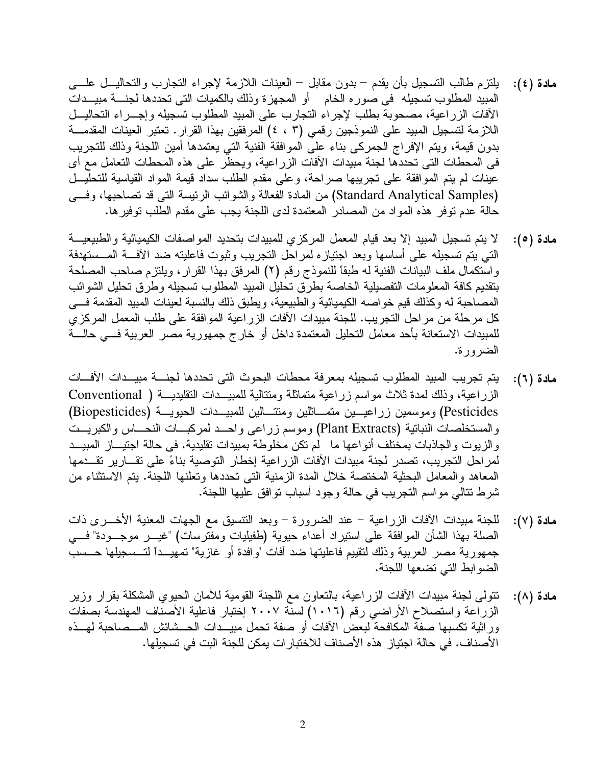**مادة (٤):** يلتزم طالب التسجيل بأن يقدم – بدون مقابل – العينات اللازمة لإجراء التجارب والتحاليل على المبيد المطلوب تسجيله في صوره الخام أو المجهزة وذلك بالكميات التى تحددها لجنة مبيدات الآفات الزراعية، مصحوبة بطلب لإجراء التجارب على المبيد المطلوب تسجيله وإجراء التحاليل اللازمة لتسجيل المبيد على النموذجين رقمي (٣ ، ٤) المرفقين بهذا القرار. تعتبر العينات المقدمة بدون قيمة، ويتم الإفراج الجمركى بناء على الموافقة الفنية التي يعتمدها أمين اللجنة وذلك للتجريب فى المحطات التى تحددها لجنة مبيدات الآفات الزراعية، ويحظر على هذه المحطات التعامل مع أى عينات لم يتم الموافقة على تجريبها صراحة، وعلى مقدم الطلب سداد قيمة المواد القياسية للتحليل (Standard Analytical Samples) من المادة الفعالة والشوائب الرئيسة التى قد تصاحبها، وفى حالة عدم توفر هذه المواد من المصادر المعتمدة لدى اللجنة يجب على مقدم الطلب توفيرها.

**مادة (٥):** لا يتم تسجيل المبيد إلا بعد قيام المعمل المركزي للمبيدات بتحديد المواصفات الكيميائية والطبيعية التي يتم تسجيله على أساسها وبعد اجتيازه لمراحل التجريب وثبوت فاعليته ضد الآفة المستهدفة واستكمال ملف البيانات الفنية له طبقاً للنموذج رقم (٢) المرفق بهذا القرار، ويلتزم صاحب المصلحة بتقديم كافة المعلومات التفصيلية الخاصة بطرق تحليل المبيد المطلوب تسجيله وطرق تحليل الشوائب المصاحبة له وكذلك قيم خواصه الكيميائية والطبيعية، ويطبق ذلك بالنسبة لعينات المبيد المقدمة فى كل مرحلة من مراحل التجريب. للجنة مبيدات الآفات الزراعية الموافقة على طلب المعمل المركزي للمبيدات الاستعانة بأحد معامل التحليل المعتمدة داخل أو خارج جمهورية مصر العربية فى حالة الضرورة.

**مادة (٦):** يتم تجريب المبيد المطلوب تسجيله بمعرفة محطات البحوث التى تحددها لجنة مبيدات الآفات الزراعية، وذلك لمدة ثلاث مواسم زراعية متماثلة ومتتالية للمبيدات التقليدية ( Conventional Pesticides) وموسمين زراعيين متماثلين ومتتالين للمبيدات الحيوية (Biopesticides) والمستخلصات النباتية (Plant Extracts) وموسم زراعى واحد لمركبات النحاس والكبريت والزيوت والجاذبات بمختلف أنواعها ما لم تكن مخلوطة بمبيدات تقليدية. فى حالة اجتياز المبيد لمراحل التجريب، تصدر لجنة مبيدات الآفات الزراعية إخطار التوصية بناءً على تقارير تقدمها المعاهد والمعامل البحثية المختصة خلال المدة الزمنية التى تحددها وتعلنها اللجنة. يتم الاستثناء من شرط تتالي مواسم التجريب في حالة وجود أسباب توافق عليها اللجنة.

**مادة (٧):** للجنة مبيدات الآفات الزراعية – عند الضرورة – وبعد التنسيق مع الجهات المعنية الأخرى ذات الصلة بهذا الشأن الموافقة على استيراد أعداء حيوية (طفيليات ومفترسات) "غير موجودة" فى جمهورية مصر العربية وذلك لتقييم فاعليتها ضد آفات "وافدة أو غازية" تمهيداً لتسجيلها حسب الضوابط التي تضعها اللجنة.

**مادة (٨):** تتولى لجنة مبيدات الآفات الزراعية، بالتعاون مع اللجنة القومية للأمان الحيوي المشكلة بقرار وزير الزراعة واستصلاح الأراضي رقم (١٠١٦) لسنة ٢٠٠٧ إختبار فاعلية الأصناف المهندسة بصفات وراثية تكسبها صفة المكافحة لبعض الآفات أو صفة تحمل مبيدات الحشائش المصاحبة لهذه الأصناف. في حالة اجتياز هذه الأصناف للاختبارات يمكن للجنة البت في تسجيلها.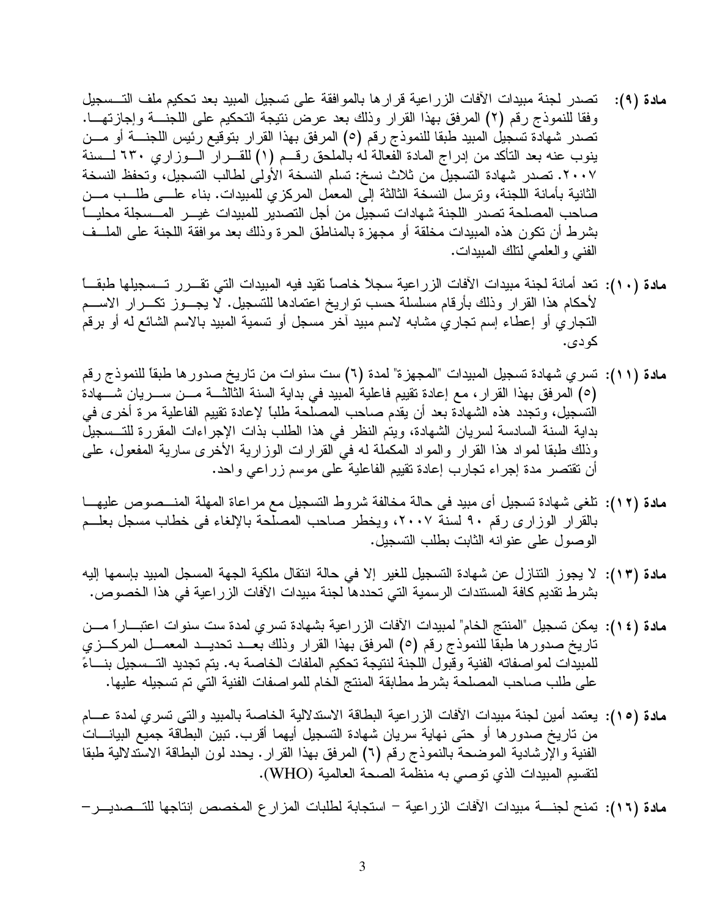**مادة (٩):** تصدر لجنة مبيدات الآفات الزراعية قرارها بالموافقة على تسجيل المبيد بعد تحكيم ملف التسجيل وفقا للنموذج رقم (٢) المرفق بهذا القرار وذلك بعد عرض نتيجة التحكيم على اللجنة وإجازتها. تصدر شهادة تسجيل المبيد طبقا للنموذج رقم (٥) المرفق بهذا القرار بتوقيع رئيس اللجنة أو من ينوب عنه بعد التأكد من إدراج المادة الفعالة له بالملحق رقم (١) للقرار الوزاري ٦٣٠ لسنة ٢٠٠٧. تصدر شهادة التسجيل من ثلاث نسخ: تسلم النسخة الأولى لطالب التسجيل، وتحفظ النسخة الثانية بأمانة اللجنة، وترسل النسخة الثالثة إلى المعمل المركزي للمبيدات. بناء على طلب من صاحب المصلحة تصدر اللجنة شهادات تسجيل من أجل التصدير للمبيدات غير المسجلة محلياً بشرط أن تكون هذه المبيدات مخلقة أو مجهزة بالمناطق الحرة وذلك بعد موافقة اللجنة على الملف الفني والعلمي لتلك المبيدات.

**مادة (١٠):** تعد أمانة لجنة مبيدات الآفات الزراعية سجلاً خاصاً تقيد فيه المبيدات التي تقرر تسجيلها طبقاً لأحكام هذا القرار وذلك بأرقام مسلسلة حسب تواريخ اعتمادها للتسجيل. لا يجوز تكرار الاسم التجاري أو إعطاء إسم تجاري مشابه لاسم مبيد آخر مسجل أو تسمية المبيد بالاسم الشائع له أو برقم كودى.

**مادة (١١):** تسري شهادة تسجيل المبيدات "المجهزة" لمدة (٦) ست سنوات من تاريخ صدورها طبقاً للنموذج رقم (٥) المرفق بهذا القرار، مع إعادة تقييم فاعلية المبيد في بداية السنة الثالثة من سريان شهادة التسجيل، وتجدد هذه الشهادة بعد أن يقدم صاحب المصلحة طلباً لإعادة تقييم الفاعلية مرة أخرى في بداية السنة السادسة لسريان الشهادة، ويتم النظر في هذا الطلب بذات الإجراءات المقررة للتسجيل وذلك طبقا لمواد هذا القرار والمواد المكملة له في القرارات الوزارية الأخرى سارية المفعول، على أن تقتصر مدة إجراء تجارب إعادة تقييم الفاعلية على موسم زراعي واحد.

**مادة (١٢):** تلغى شهادة تسجيل أى مبيد فى حالة مخالفة شروط التسجيل مع مراعاة المهلة المنصوص عليها بالقرار الوزارى رقم ٩٠ لسنة ٢٠٠٧، ويخطر صاحب المصلحة بالإلغاء فى خطاب مسجل بعلم الوصول على عنوانه الثابت بطلب التسجيل.

**مادة (١٣):** لا يجوز التنازل عن شهادة التسجيل للغير إلا في حالة انتقال ملكية الجهة المسجل المبيد بإسمها إليه بشرط تقديم كافة المستندات الرسمية التي تحددها لجنة مبيدات الآفات الزراعية في هذا الخصوص.

**مادة (١٤):** يمكن تسجيل "المنتج الخام" لمبيدات الآفات الزراعية بشهادة تسري لمدة ست سنوات اعتباراً من تاريخ صدورها طبقا للنموذج رقم (٥) المرفق بهذا القرار وذلك بعد تحديد المعمل المركزي للمبيدات لمواصفاته الفنية وقبول اللجنة لنتيجة تحكيم الملفات الخاصة به. يتم تجديد التسجيل بناءً على طلب صاحب المصلحة بشرط مطابقة المنتج الخام للمواصفات الفنية التي تم تسجيله عليها.

**مادة (١٥):** يعتمد أمين لجنة مبيدات الآفات الزراعية البطاقة الاستدلالية الخاصة بالمبيد والتى تسري لمدة عام من تاريخ صدورها أو حتى نهاية سريان شهادة التسجيل أيهما أقرب. تبين البطاقة جميع البيانات الفنية والإرشادية الموضحة بالنموذج رقم (٦) المرفق بهذا القرار. يحدد لون البطاقة الاستدلالية طبقا لتقسيم المبيدات الذي توصي به منظمة الصحة العالمية (WHO).

**مادة (١٦):** تمنح لجنة مبيدات الآفات الزراعية – استجابة لطلبات المزارع المخصص إنتاجها للتصدير–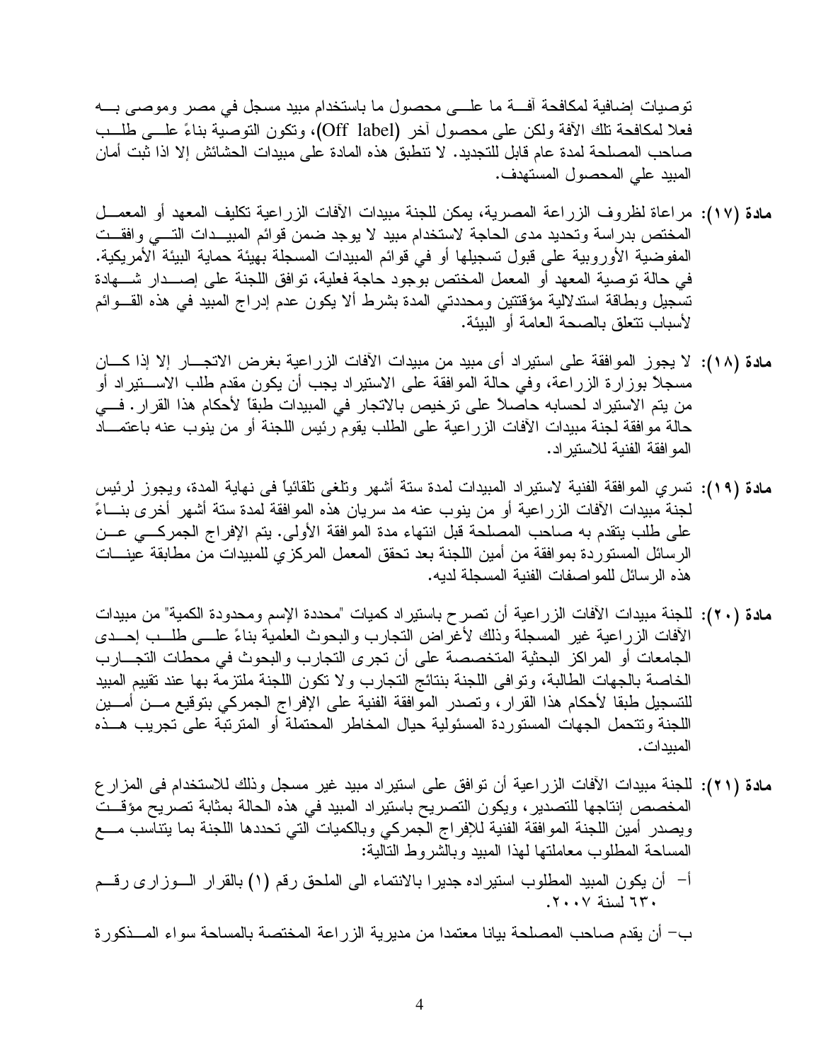توصيات إضافية لمكافحة آفة ما على محصول ما باستخدام مبيد مسجل في مصر وموصى به فعلا لمكافحة تلك الآفة ولكن على محصول آخر (Off label)، وتكون التوصية بناءً على طلب صاحب المصلحة لمدة عام قابل للتجديد. لا تنطبق هذه المادة على مبيدات الحشائش إلا اذا ثبت أمان المبيد علي المحصول المستهدف.

**مادة (١٧):** مراعاة لظروف الزراعة المصرية، يمكن للجنة مبيدات الآفات الزراعية تكليف المعهد أو المعمل المختص بدراسة وتحديد مدى الحاجة لاستخدام مبيد لا يوجد ضمن قوائم المبيدات التي وافقت المفوضية الأوروبية على قبول تسجيلها أو في قوائم المبيدات المسجلة بهيئة حماية البيئة الأمريكية. في حالة توصية المعهد أو المعمل المختص بوجود حاجة فعلية، توافق اللجنة على إصدار شهادة تسجيل وبطاقة استدلالية مؤقتتين ومحددتي المدة بشرط ألا يكون عدم إدراج المبيد في هذه القوائم لأسباب تتعلق بالصحة العامة أو البيئة.

**مادة (١٨):** لا يجوز الموافقة على استيراد أى مبيد من مبيدات الآفات الزراعية بغرض الاتجار إلا إذا كان مسجلاً بوزارة الزراعة، وفي حالة الموافقة على الاستيراد يجب أن يكون مقدم طلب الاستيراد أو من يتم الاستيراد لحسابه حاصلاً على ترخيص بالاتجار في المبيدات طبقاً لأحكام هذا القرار. في حالة موافقة لجنة مبيدات الآفات الزراعية على الطلب يقوم رئيس اللجنة أو من ينوب عنه باعتماد الموافقة الفنية للاستيراد.

**مادة (١٩):** تسري الموافقة الفنية لاستيراد المبيدات لمدة ستة أشهر وتلغى تلقائياً فى نهاية المدة، ويجوز لرئيس لجنة مبيدات الآفات الزراعية أو من ينوب عنه مد سريان هذه الموافقة لمدة ستة أشهر أخرى بناءً على طلب يتقدم به صاحب المصلحة قبل انتهاء مدة الموافقة الأولى. يتم الإفراج الجمركي عن الرسائل المستوردة بموافقة من أمين اللجنة بعد تحقق المعمل المركزي للمبيدات من مطابقة عينات هذه الرسائل للمواصفات الفنية المسجلة لديه.

**مادة (٢٠):** للجنة مبيدات الآفات الزراعية أن تصرح باستيراد كميات "محددة الإسم ومحدودة الكمية" من مبيدات الآفات الزراعية غير المسجلة وذلك لأغراض التجارب والبحوث العلمية بناءً على طلب إحدى الجامعات أو المراكز البحثية المتخصصة على أن تجرى التجارب والبحوث في محطات التجارب الخاصة بالجهات الطالبة، وتوافى اللجنة بنتائج التجارب ولا تكون اللجنة ملتزمة بها عند تقييم المبيد للتسجيل طبقا لأحكام هذا القرار، وتصدر الموافقة الفنية على الإفراج الجمركي بتوقيع من أمين اللجنة وتتحمل الجهات المستوردة المسئولية حيال المخاطر المحتملة أو المترتبة على تجريب هذه المبيدات.

**مادة (٢١):** للجنة مبيدات الآفات الزراعية أن توافق على استيراد مبيد غير مسجل وذلك للاستخدام فى المزارع المخصص إنتاجها للتصدير، ويكون التصريح باستيراد المبيد في هذه الحالة بمثابة تصريح مؤقت ويصدر أمين اللجنة الموافقة الفنية للإفراج الجمركي وبالكميات التي تحددها اللجنة بما يتناسب مع المساحة المطلوب معاملتها لهذا المبيد وبالشروط التالية:

أ- أن يكون المبيد المطلوب استيراده جديرا بالانتماء الى الملحق رقم (١) بالقرار الوزارى رقم ٦٣٠ لسنة ٢٠٠٧.

ب- أن يقدم صاحب المصلحة بيانا معتمدا من مديرية الزراعة المختصة بالمساحة سواء المذكورة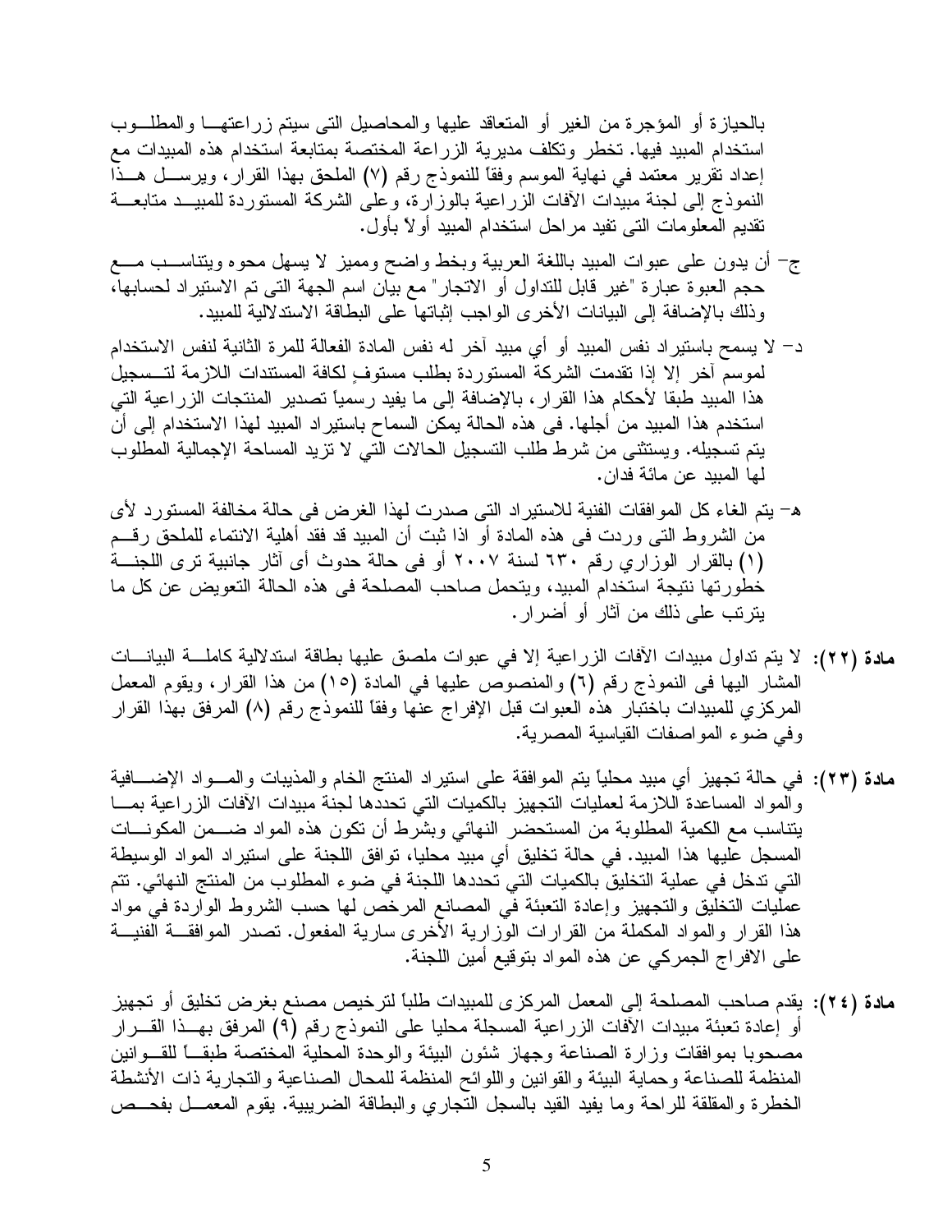بالحيازة أو المؤجرة من الغير أو المتعاقد عليها والمحاصيل التى سيتم زراعتها والمطلوب استخدام المبيد فيها. تخطر وتكلف مديرية الزراعة المختصة بمتابعة استخدام هذه المبيدات مع إعداد تقرير معتمد في نهاية الموسم وفقاً للنموذج رقم (٧) الملحق بهذا القرار، ويرسل هذا النموذج إلى لجنة مبيدات الآفات الزراعية بالوزارة، وعلى الشركة المستوردة للمبيد متابعة تقديم المعلومات التى تفيد مراحل استخدام المبيد أولاً بأول.

ج- أن يدون على عبوات المبيد باللغة العربية وبخط واضح ومميز لا يسهل محوه ويتناسب مع حجم العبوة عبارة "غير قابل للتداول أو الاتجار" مع بيان اسم الجهة التى تم الاستيراد لحسابها، وذلك بالإضافة إلى البيانات الأخرى الواجب إثباتها على البطاقة الاستدلالية للمبيد.

د- لا يسمح باستيراد نفس المبيد أو أي مبيد آخر له نفس المادة الفعالة للمرة الثانية لنفس الاستخدام لموسم آخر إلا إذا تقدمت الشركة المستوردة بطلب مستوفٍ لكافة المستندات اللازمة لتسجيل هذا المبيد طبقا لأحكام هذا القرار، بالإضافة إلى ما يفيد رسمياً تصدير المنتجات الزراعية التي استخدم هذا المبيد من أجلها. فى هذه الحالة يمكن السماح باستيراد المبيد لهذا الاستخدام إلى أن يتم تسجيله. ويستثنى من شرط طلب التسجيل الحالات التي لا تزيد المساحة الإجمالية المطلوب لها المبيد عن مائة فدان.

هـ- يتم الغاء كل الموافقات الفنية للاستيراد التى صدرت لهذا الغرض فى حالة مخالفة المستورد لأى من الشروط التى وردت فى هذه المادة أو اذا ثبت أن المبيد قد فقد أهلية الانتماء للملحق رقم (١) بالقرار الوزاري رقم ٦٣٠ لسنة ٢٠٠٧ أو فى حالة حدوث أى آثار جانبية ترى اللجنة خطورتها نتيجة استخدام المبيد، ويتحمل صاحب المصلحة فى هذه الحالة التعويض عن كل ما يترتب على ذلك من آثار أو أضرار.

**مادة (٢٢):** لا يتم تداول مبيدات الآفات الزراعية إلا في عبوات ملصق عليها بطاقة استدلالية كاملة البيانات المشار اليها فى النموذج رقم (٦) والمنصوص عليها في المادة (١٥) من هذا القرار، ويقوم المعمل المركزي للمبيدات باختبار هذه العبوات قبل الإفراج عنها وفقاً للنموذج رقم (٨) المرفق بهذا القرار وفي ضوء المواصفات القياسية المصرية.

**مادة (٢٣):** في حالة تجهيز أي مبيد محلياً يتم الموافقة على استيراد المنتج الخام والمذيبات والمواد الإضافية والمواد المساعدة اللازمة لعمليات التجهيز بالكميات التي تحددها لجنة مبيدات الآفات الزراعية بما يتناسب مع الكمية المطلوبة من المستحضر النهائي وبشرط أن تكون هذه المواد ضمن المكونات المسجل عليها هذا المبيد. في حالة تخليق أي مبيد محليا، توافق اللجنة على استيراد المواد الوسيطة التي تدخل في عملية التخليق بالكميات التي تحددها اللجنة في ضوء المطلوب من المنتج النهائي. تتم عمليات التخليق والتجهيز وإعادة التعبئة في المصانع المرخص لها حسب الشروط الواردة في مواد هذا القرار والمواد المكملة من القرارات الوزارية الأخرى سارية المفعول. تصدر الموافقة الفنية على الافراج الجمركي عن هذه المواد بتوقيع أمين اللجنة.

**مادة (٢٤):** يقدم صاحب المصلحة إلى المعمل المركزى للمبيدات طلباً لترخيص مصنع بغرض تخليق أو تجهيز أو إعادة تعبئة مبيدات الآفات الزراعية المسجلة محليا على النموذج رقم (٩) المرفق بهذا القرار مصحوبا بموافقات وزارة الصناعة وجهاز شئون البيئة والوحدة المحلية المختصة طبقاً للقوانين المنظمة للصناعة وحماية البيئة والقوانين واللوائح المنظمة للمحال الصناعية والتجارية ذات الأنشطة الخطرة والمقلقة للراحة وما يفيد القيد بالسجل التجاري والبطاقة الضريبية. يقوم المعمل بفحص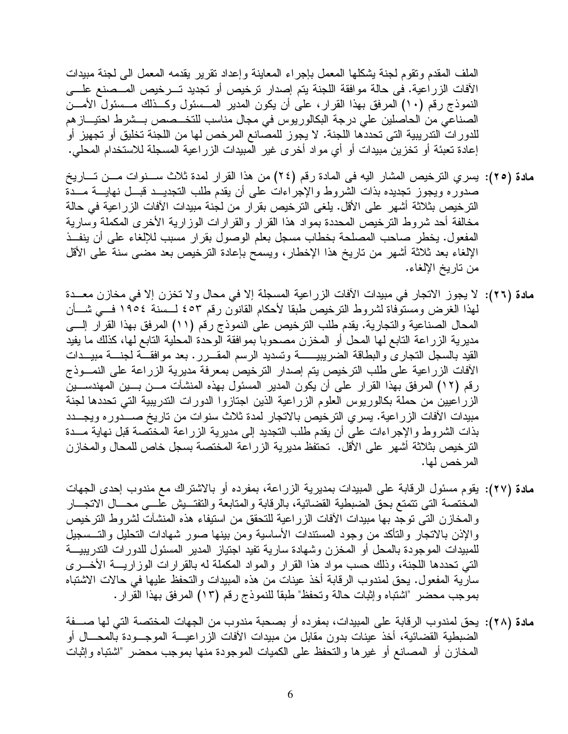الملف المقدم وتقوم لجنة يشكلها المعمل بإجراء المعاينة وإعداد تقرير يقدمه المعمل الى لجنة مبيدات الآفات الزراعية. فى حالة موافقة اللجنة يتم إصدار ترخيص أو تجديد ترخيص المصنع على النموذج رقم (١٠) المرفق بهذا القرار، على أن يكون المدير المسئول وكذلك مسئول الأمن الصناعي من الحاصلين علي درجة البكالوريوس في مجال مناسب للتخصص بشرط احتيازهم للدورات التدريبية التى تحددها اللجنة. لا يجوز للمصانع المرخص لها من اللجنة تخليق أو تجهيز أو إعادة تعبئة أو تخزين مبيدات أو أي مواد أخرى غير المبيدات الزراعية المسجلة للاستخدام المحلي.

**مادة (٢٥):** يسري الترخيص المشار اليه فى المادة رقم (٢٤) من هذا القرار لمدة ثلاث سنوات من تاريخ صدوره ويجوز تجديده بذات الشروط والإجراءات على أن يقدم طلب التجديد قبل نهاية مدة الترخيص بثلاثة أشهر على الأقل. يلغى الترخيص بقرار من لجنة مبيدات الآفات الزراعية في حالة مخالفة أحد شروط الترخيص المحددة بمواد هذا القرار والقرارات الوزارية الأخرى المكملة وسارية المفعول. يخطر صاحب المصلحة بخطاب مسجل بعلم الوصول بقرار مسبب للإلغاء على أن ينفذ الإلغاء بعد ثلاثة أشهر من تاريخ هذا الإخطار، ويسمح بإعادة الترخيص بعد مضى سنة على الأقل من تاريخ الإلغاء.

**مادة (٢٦):** لا يجوز الاتجار في مبيدات الآفات الزراعية المسجلة إلا في محال ولا تخزن إلا في مخازن معدة لهذا الغرض ومستوفاة لشروط الترخيص طبقا لأحكام القانون رقم ٤٥٣ لسنة ١٩٥٤ في شأن المحال الصناعية والتجارية. يقدم طلب الترخيص على النموذج رقم (١١) المرفق بهذا القرار إلى مديرية الزراعة التابع لها المحل أو المخزن مصحوبا بموافقة الوحدة المحلية التابع لها، كذلك ما يفيد القيد بالسجل التجارى والبطاقة الضريبية وتسديد الرسم المقرر. بعد موافقة لجنة مبيدات الآفات الزراعية على طلب الترخيص يتم إصدار الترخيص بمعرفة مديرية الزراعة على النموذج رقم (١٢) المرفق بهذا القرار على أن يكون المدير المسئول بهذه المنشآت من بين المهندسين الزراعيين من حملة بكالوريوس العلوم الزراعية الذين اجتازوا الدورات التدريبية التي تحددها لجنة مبيدات الآفات الزراعية. يسري الترخيص بالاتجار لمدة ثلاث سنوات من تاريخ صدوره ويجدد بذات الشروط والإجراءات على أن يقدم طلب التجديد إلى مديرية الزراعة المختصة قبل نهاية مدة الترخيص بثلاثة أشهر على الأقل. تحتفظ مديرية الزراعة المختصة بسجل خاص للمحال والمخازن المرخص لها.

**مادة (٢٧):** يقوم مسئول الرقابة على المبيدات بمديرية الزراعة، بمفرده أو بالاشتراك مع مندوب إحدى الجهات المختصة التى تتمتع بحق الضبطية القضائية، بالرقابة والمتابعة والتفتيش على محال الاتجار والمخازن التى توجد بها مبيدات الآفات الزراعية للتحقق من استيفاء هذه المنشآت لشروط الترخيص والإذن بالاتجار والتأكد من وجود المستندات الأساسية ومن بينها صور شهادات التحليل والتسجيل للمبيدات الموجودة بالمحل أو المخزن وشهادة سارية تفيد اجتياز المدير المسئول للدورات التدريبية التي تحددها اللجنة، وذلك حسب مواد هذا القرار والمواد المكملة له بالقرارات الوزارية الأخرى سارية المفعول. يحق لمندوب الرقابة أخذ عينات من هذه المبيدات والتحفظ عليها في حالات الاشتباه بموجب محضر "اشتباه وإثبات حالة وتحفظ" طبقاً للنموذج رقم (١٣) المرفق بهذا القرار.

**مادة (٢٨):** يحق لمندوب الرقابة على المبيدات، بمفرده أو بصحبة مندوب من الجهات المختصة التي لها صفة الضبطية القضائية، أخذ عينات بدون مقابل من مبيدات الآفات الزراعية الموجودة بالمحال أو المخازن أو المصانع أو غيرها والتحفظ على الكميات الموجودة منها بموجب محضر "اشتباه وإثبات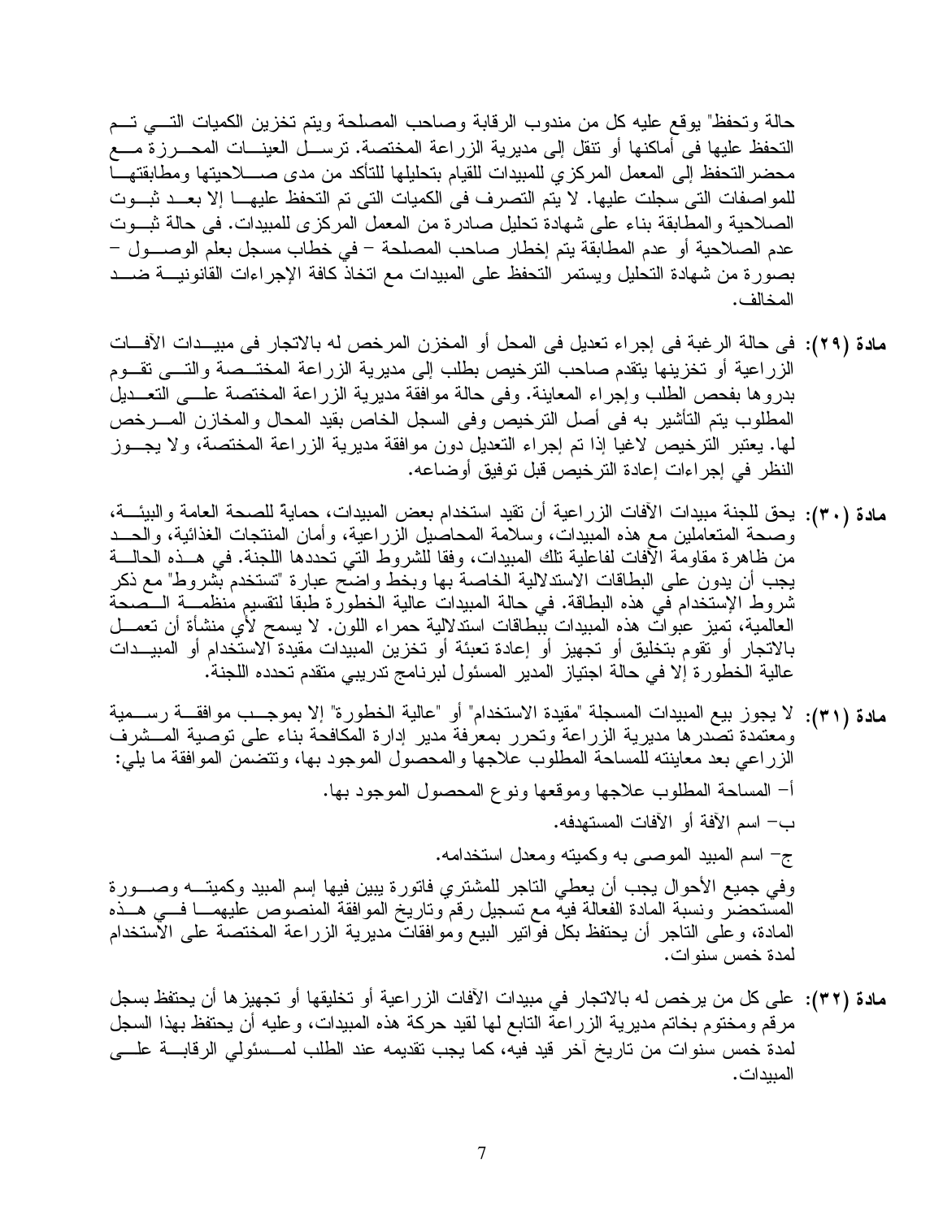حالة وتحفظ" يوقع عليه كل من مندوب الرقابة وصاحب المصلحة ويتم تخزين الكميات التي تم التحفظ عليها فى أماكنها أو تنقل إلى مديرية الزراعة المختصة. ترسل العينات المحرزة مع محضر التحفظ إلى المعمل المركزي للمبيدات للقيام بتحليلها للتأكد من مدى صلاحيتها ومطابقتها للمواصفات التى سجلت عليها. لا يتم التصرف فى الكميات التى تم التحفظ عليها إلا بعد ثبوت الصلاحية والمطابقة بناء على شهادة تحليل صادرة من المعمل المركزى للمبيدات. فى حالة ثبوت عدم الصلاحية أو عدم المطابقة يتم إخطار صاحب المصلحة – في خطاب مسجل بعلم الوصول – بصورة من شهادة التحليل ويستمر التحفظ على المبيدات مع اتخاذ كافة الإجراءات القانونية ضد المخالف.

**مادة (٢٩):** فى حالة الرغبة فى إجراء تعديل فى المحل أو المخزن المرخص له بالاتجار فى مبيدات الآفات الزراعية أو تخزينها يتقدم صاحب الترخيص بطلب إلى مديرية الزراعة المختصة والتى تقوم بدورها بفحص الطلب وإجراء المعاينة. وفى حالة موافقة مديرية الزراعة المختصة على التعديل المطلوب يتم التأشير به فى أصل الترخيص وفى السجل الخاص بقيد المحال والمخازن المرخص لها. يعتبر الترخيص لاغيا إذا تم إجراء التعديل دون موافقة مديرية الزراعة المختصة، ولا يجوز النظر في إجراءات إعادة الترخيص قبل توفيق أوضاعه.

**مادة (٣٠):** يحق للجنة مبيدات الآفات الزراعية أن تقيد استخدام بعض المبيدات، حماية للصحة العامة والبيئة، وصحة المتعاملين مع هذه المبيدات، وسلامة المحاصيل الزراعية، وأمان المنتجات الغذائية، والحد من ظاهرة مقاومة الآفات لفاعلية تلك المبيدات، وفقا للشروط التي تحددها اللجنة. في هذه الحالة يجب أن يدون على البطاقات الاستدلالية الخاصة بها وبخط واضح عبارة "تستخدم بشروط" مع ذكر شروط الإستخدام في هذه البطاقة. في حالة المبيدات عالية الخطورة طبقا لتقسيم منظمة الصحة العالمية، تميز عبوات هذه المبيدات ببطاقات استدلالية حمراء اللون. لا يسمح لأي منشأة أن تعمل بالاتجار أو تقوم بتخليق أو تجهيز أو إعادة تعبئة أو تخزين المبيدات مقيدة الاستخدام أو المبيدات عالية الخطورة إلا في حالة اجتياز المدير المسئول لبرنامج تدريبي متقدم تحدده اللجنة.

**مادة (٣١):** لا يجوز بيع المبيدات المسجلة "مقيدة الاستخدام" أو "عالية الخطورة" إلا بموجب موافقة رسمية ومعتمدة تصدرها مديرية الزراعة وتحرر بمعرفة مدير إدارة المكافحة بناء على توصية المشرف الزراعي بعد معاينته للمساحة المطلوب علاجها والمحصول الموجود بها، وتتضمن الموافقة ما يلي:

أ- المساحة المطلوب علاجها وموقعها ونوع المحصول الموجود بها.

ب- اسم الآفة أو الآفات المستهدفه.

ج- اسم المبيد الموصى به وكميته ومعدل استخدامه.

وفي جميع الأحوال يجب أن يعطي التاجر للمشتري فاتورة يبين فيها إسم المبيد وكميته وصورة المستحضر ونسبة المادة الفعالة فيه مع تسجيل رقم وتاريخ الموافقة المنصوص عليهما في هذه المادة، وعلى التاجر أن يحتفظ بكل فواتير البيع وموافقات مديرية الزراعة المختصة على الاستخدام لمدة خمس سنوات.

**مادة (٣٢):** على كل من يرخص له بالاتجار في مبيدات الآفات الزراعية أو تخليقها أو تجهيزها أن يحتفظ بسجل مرقم ومختوم بخاتم مديرية الزراعة التابع لها لقيد حركة هذه المبيدات، وعليه أن يحتفظ بهذا السجل لمدة خمس سنوات من تاريخ آخر قيد فيه، كما يجب تقديمه عند الطلب لمسئولي الرقابة على المبيدات.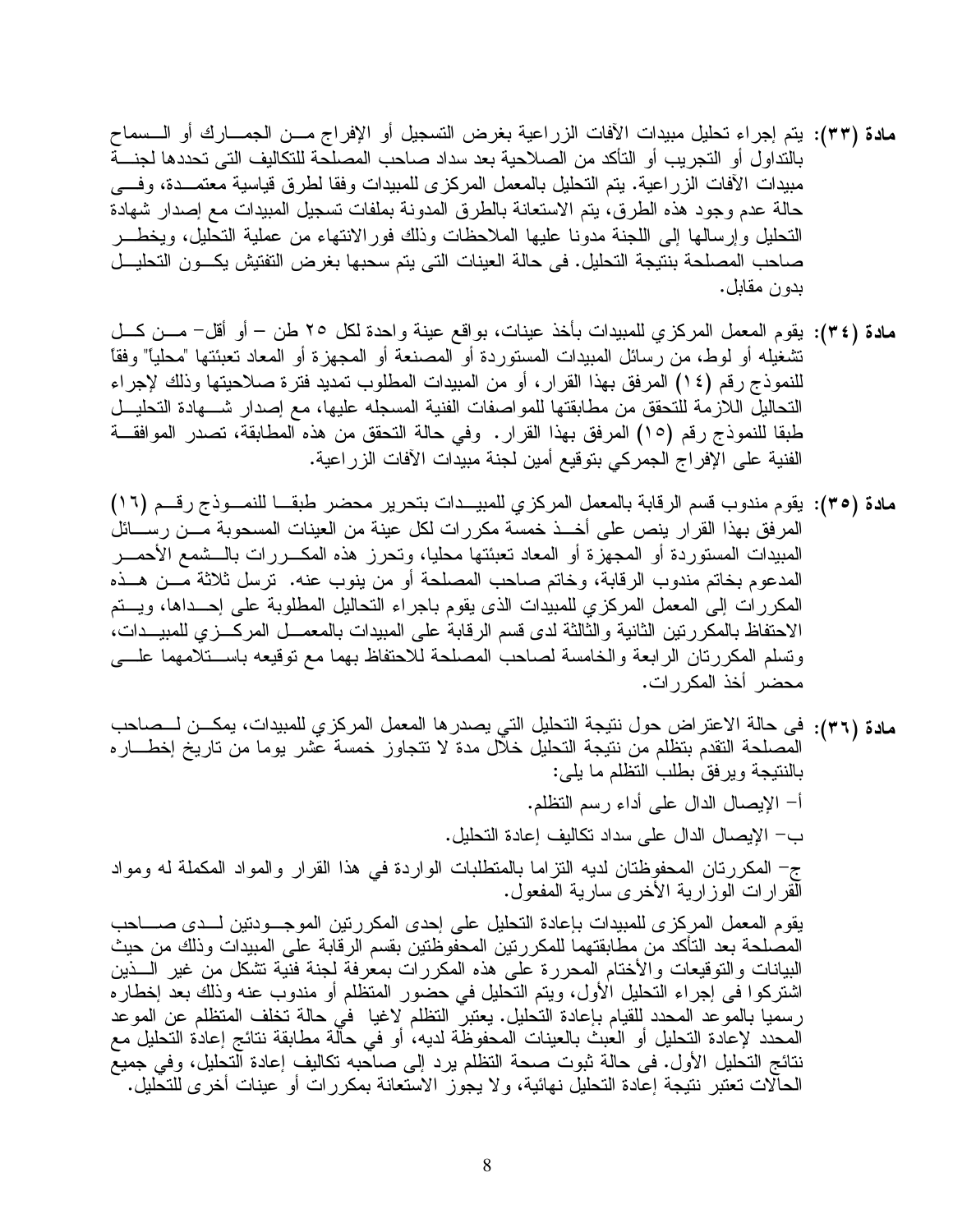**مادة (٣٣):** يتم إجراء تحليل مبيدات الآفات الزراعية بغرض التسجيل أو الإفراج من الجمارك أو السماح بالتداول أو التجريب أو التأكد من الصلاحية بعد سداد صاحب المصلحة للتكاليف التى تحددها لجنة مبيدات الآفات الزراعية. يتم التحليل بالمعمل المركزى للمبيدات وفقا لطرق قياسية معتمدة، وفى حالة عدم وجود هذه الطرق، يتم الاستعانة بالطرق المدونة بملفات تسجيل المبيدات مع إصدار شهادة التحليل وإرسالها إلى اللجنة مدونا عليها الملاحظات وذلك فورالانتهاء من عملية التحليل، ويخطر صاحب المصلحة بنتيجة التحليل. فى حالة العينات التى يتم سحبها بغرض التفتيش يكون التحليل بدون مقابل.

**مادة (٣٤):** يقوم المعمل المركزي للمبيدات بأخذ عينات، بواقع عينة واحدة لكل ٢٥ طن – أو أقل– من كل تشغيله أو لوط، من رسائل المبيدات المستوردة أو المصنعة أو المجهزة أو المعاد تعبئتها "محلياً" وفقاً للنموذج رقم (١٤) المرفق بهذا القرار، أو من المبيدات المطلوب تمديد فترة صلاحيتها وذلك لإجراء التحاليل اللازمة للتحقق من مطابقتها للمواصفات الفنية المسجله عليها، مع إصدار شهادة التحليل طبقا للنموذج رقم (١٥) المرفق بهذا القرار. وفي حالة التحقق من هذه المطابقة، تصدر الموافقة الفنية على الإفراج الجمركي بتوقيع أمين لجنة مبيدات الآفات الزراعية.

**مادة (٣٥):** يقوم مندوب قسم الرقابة بالمعمل المركزي للمبيدات بتحرير محضر طبقا للنموذج رقم (١٦) المرفق بهذا القرار ينص على أخذ خمسة مكررات لكل عينة من العينات المسحوبة من رسائل المبيدات المستوردة أو المجهزة أو المعاد تعبئتها محليا، وتحرز هذه المكررات بالشمع الأحمر المدعوم بخاتم مندوب الرقابة، وخاتم صاحب المصلحة أو من ينوب عنه. ترسل ثلاثة من هذه المكررات إلى المعمل المركزي للمبيدات الذى يقوم باجراء التحاليل المطلوبة على إحداها، ويتم الاحتفاظ بالمكررتين الثانية والثالثة لدى قسم الرقابة على المبيدات بالمعمل المركزي للمبيدات، وتسلم المكررتان الرابعة والخامسة لصاحب المصلحة للاحتفاظ بهما مع توقيعه باستلامهما على محضر أخذ المكررات.

**مادة (٣٦):** فى حالة الاعتراض حول نتيجة التحليل التي يصدرها المعمل المركزي للمبيدات، يمكن لصاحب المصلحة التقدم بتظلم من نتيجة التحليل خلال مدة لا تتجاوز خمسة عشر يوما من تاريخ إخطاره بالنتيجة ويرفق بطلب التظلم ما يلى:

أ– الإيصال الدال على أداء رسم التظلم.

ب– الإيصال الدال على سداد تكاليف إعادة التحليل.

ج– المكررتان المحفوظتان لديه التزاما بالمتطلبات الواردة في هذا القرار والمواد المكملة له ومواد القرارات الوزارية الأخرى سارية المفعول.

يقوم المعمل المركزى للمبيدات بإعادة التحليل على إحدى المكررتين الموجودتين لدى صاحب المصلحة بعد التأكد من مطابقتهما للمكررتين المحفوظتين بقسم الرقابة على المبيدات وذلك من حيث البيانات والتوقيعات والأختام المحررة على هذه المكررات بمعرفة لجنة فنية تشكل من غير الذين اشتركوا فى إجراء التحليل الأول، ويتم التحليل في حضور المتظلم أو مندوب عنه وذلك بعد إخطاره رسميا بالموعد المحدد للقيام بإعادة التحليل. يعتبر التظلم لاغيا في حالة تخلف المتظلم عن الموعد المحدد لإعادة التحليل أو العبث بالعينات المحفوظة لديه، أو في حالة مطابقة نتائج إعادة التحليل مع نتائج التحليل الأول. فى حالة ثبوت صحة التظلم يرد إلى صاحبه تكاليف إعادة التحليل، وفي جميع الحالات تعتبر نتيجة إعادة التحليل نهائية، ولا يجوز الاستعانة بمكررات أو عينات أخرى للتحليل.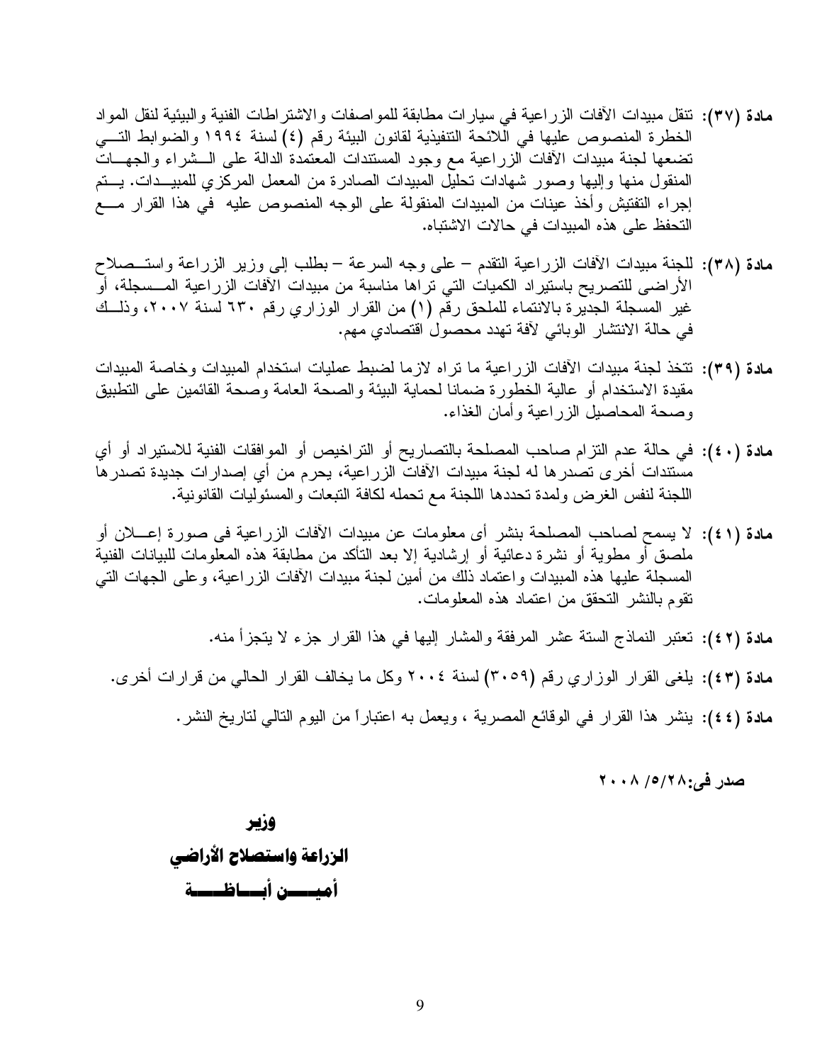**مادة (٣٧):** تنقل مبيدات الآفات الزراعية في سيارات مطابقة للمواصفات والاشتراطات الفنية والبيئية لنقل المواد الخطرة المنصوص عليها في اللائحة التنفيذية لقانون البيئة رقم (٤) لسنة ١٩٩٤ والضوابط التي تضعها لجنة مبيدات الآفات الزراعية مع وجود المستندات المعتمدة الدالة على الشراء والجهات المنقول منها وإليها وصور شهادات تحليل المبيدات الصادرة من المعمل المركزي للمبيدات. يتم إجراء التفتيش وأخذ عينات من المبيدات المنقولة على الوجه المنصوص عليه في هذا القرار مع التحفظ على هذه المبيدات في حالات الاشتباه.

**مادة (٣٨):** للجنة مبيدات الآفات الزراعية التقدم – على وجه السرعة – بطلب إلى وزير الزراعة واستصلاح الأراضى للتصريح باستيراد الكميات التي تراها مناسبة من مبيدات الآفات الزراعية المسجلة، أو غير المسجلة الجديرة بالانتماء للملحق رقم (١) من القرار الوزاري رقم ٦٣٠ لسنة ٢٠٠٧، وذلك في حالة الانتشار الوبائي لآفة تهدد محصول اقتصادي مهم.

**مادة (٣٩):** تتخذ لجنة مبيدات الآفات الزراعية ما تراه لازما لضبط عمليات استخدام المبيدات وخاصة المبيدات مقيدة الاستخدام أو عالية الخطورة ضمانا لحماية البيئة والصحة العامة وصحة القائمين على التطبيق وصحة المحاصيل الزراعية وأمان الغذاء.

**مادة (٤٠):** في حالة عدم التزام صاحب المصلحة بالتصاريح أو التراخيص أو الموافقات الفنية للاستيراد أو أي مستندات أخرى تصدرها له لجنة مبيدات الآفات الزراعية، يحرم من أي إصدارات جديدة تصدرها اللجنة لنفس الغرض ولمدة تحددها اللجنة مع تحمله لكافة التبعات والمسئوليات القانونية.

**مادة (٤١):** لا يسمح لصاحب المصلحة بنشر أى معلومات عن مبيدات الآفات الزراعية فى صورة إعلان أو ملصق أو مطوية أو نشرة دعائية أو إرشادية إلا بعد التأكد من مطابقة هذه المعلومات للبيانات الفنية المسجلة عليها هذه المبيدات واعتماد ذلك من أمين لجنة مبيدات الآفات الزراعية، وعلى الجهات التي تقوم بالنشر التحقق من اعتماد هذه المعلومات.

**مادة (٤٢):** تعتبر النماذج الستة عشر المرفقة والمشار إليها في هذا القرار جزء لا يتجزأ منه.

**مادة (٤٣):** يلغى القرار الوزاري رقم (٣٠٥٩) لسنة ٢٠٠٤ وكل ما يخالف القرار الحالي من قرارات أخرى.

**مادة (٤٤):** ينشر هذا القرار في الوقائع المصرية ، ويعمل به اعتباراً من اليوم التالي لتاريخ النشر.

**صدر فى:٢٨/٥/ ٢٠٠٨**

**وزير**

**الزراعة واستصلاح الأراضي**

**أميـــن أبـــاظـــة**